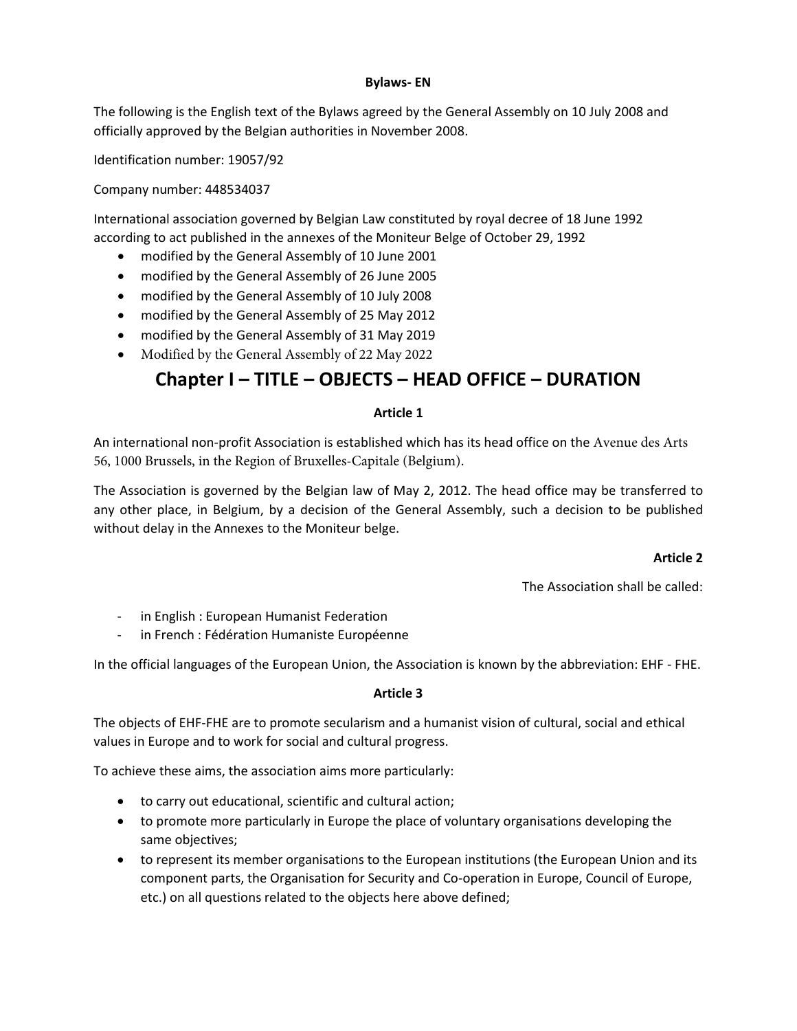**Bylaws- EN**

The following is the English text of the Bylaws agreed by the General Assembly on 10 July 2008 and officially approved by the Belgian authorities in November 2008.

Identification number: 19057/92

Company number: 448534037

International association governed by Belgian Law constituted by royal decree of 18 June 1992 according to act published in the annexes of the Moniteur Belge of October 29, 1992

- modified by the General Assembly of 10 June 2001
- modified by the General Assembly of 26 June 2005
- modified by the General Assembly of 10 July 2008
- modified by the General Assembly of 25 May 2012
- modified by the General Assembly of 31 May 2019
- Modified by the General Assembly of 22 May 2022

# Chapter I – TITLE – OBJECTS – HEAD OFFICE – DURATION

**Article 1**

An international non-profit Association is established which has its head office on the Avenue des Arts 56, 1000 Brussels, in the Region of Bruxelles-Capitale (Belgium).

The Association is governed by the Belgian law of May 2, 2012. The head office may be transferred to any other place, in Belgium, by a decision of the General Assembly, such a decision to be published without delay in the Annexes to the Moniteur belge.

**Article 2**

The Association shall be called:

- in English : European Humanist Federation
- in French : Fédération Humaniste Européenne

In the official languages of the European Union, the Association is known by the abbreviation: EHF - FHE.

**Article 3**

The objects of EHF-FHE are to promote secularism and a humanist vision of cultural, social and ethical values in Europe and to work for social and cultural progress.

To achieve these aims, the association aims more particularly:

- to carry out educational, scientific and cultural action;
- to promote more particularly in Europe the place of voluntary organisations developing the same objectives;
- to represent its member organisations to the European institutions (the European Union and its component parts, the Organisation for Security and Co-operation in Europe, Council of Europe, etc.) on all questions related to the objects here above defined;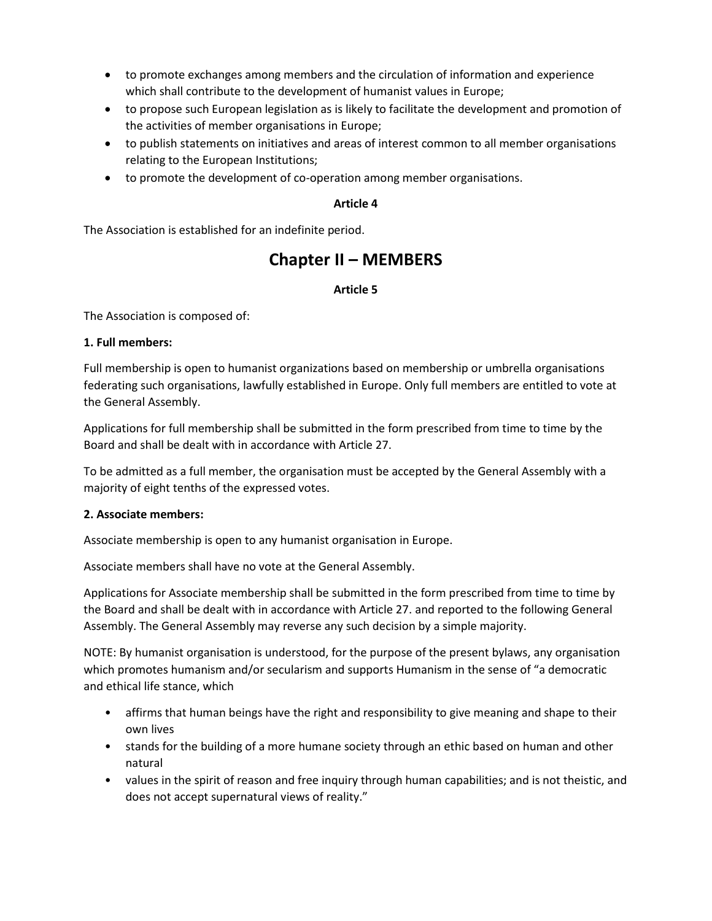- to promote exchanges among members and the circulation of information and experience which shall contribute to the development of humanist values in Europe;
- to propose such European legislation as is likely to facilitate the development and promotion of the activities of member organisations in Europe;
- to publish statements on initiatives and areas of interest common to all member organisations relating to the European Institutions;
- to promote the development of co-operation among member organisations.

**Article 4**

The Association is established for an indefinite period.

## Chapter II – MEMBERS

**Article 5**

The Association is composed of:

**1. Full members:**

Full membership is open to humanist organizations based on membership or umbrella organisations federating such organisations, lawfully established in Europe. Only full members are entitled to vote at the General Assembly.

Applications for full membership shall be submitted in the form prescribed from time to time by the Board and shall be dealt with in accordance with Article 27.

To be admitted as a full member, the organisation must be accepted by the General Assembly with a majority of eight tenths of the expressed votes.

**2. Associate members:**

Associate membership is open to any humanist organisation in Europe.

Associate members shall have no vote at the General Assembly.

Applications for Associate membership shall be submitted in the form prescribed from time to time by the Board and shall be dealt with in accordance with Article 27. and reported to the following General Assembly. The General Assembly may reverse any such decision by a simple majority.

NOTE: By humanist organisation is understood, for the purpose of the present bylaws, any organisation which promotes humanism and/or secularism and supports Humanism in the sense of "a democratic and ethical life stance, which

- affirms that human beings have the right and responsibility to give meaning and shape to their own lives
- stands for the building of a more humane society through an ethic based on human and other natural
- values in the spirit of reason and free inquiry through human capabilities; and is not theistic, and does not accept supernatural views of reality."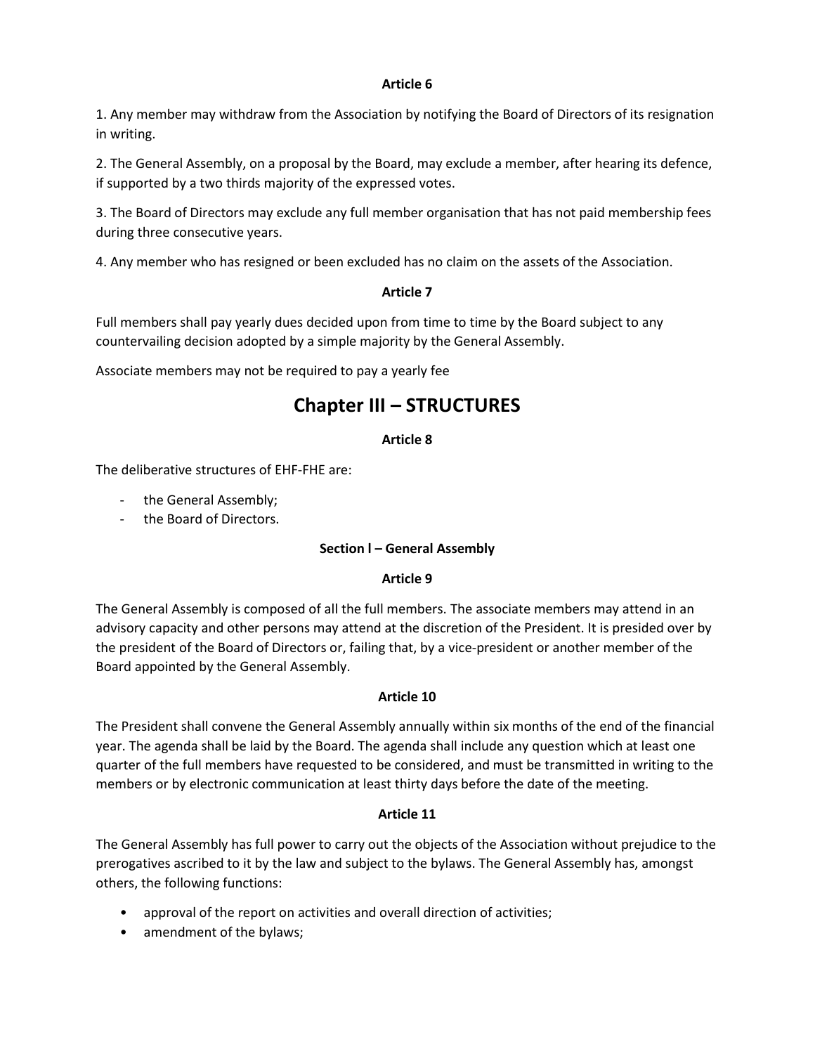**Article 6**

1. Any member may withdraw from the Association by notifying the Board of Directors of its resignation in writing.

2. The General Assembly, on a proposal by the Board, may exclude a member, after hearing its defence, if supported by a two thirds majority of the expressed votes.

3. The Board of Directors may exclude any full member organisation that has not paid membership fees during three consecutive years.

4. Any member who has resigned or been excluded has no claim on the assets of the Association.

**Article 7**

Full members shall pay yearly dues decided upon from time to time by the Board subject to any countervailing decision adopted by a simple majority by the General Assembly.

Associate members may not be required to pay a yearly fee

# Chapter III – STRUCTURES

**Article 8**

The deliberative structures of EHF-FHE are:

- the General Assembly;
- the Board of Directors.

**Section l – General Assembly**

**Article 9**

The General Assembly is composed of all the full members. The associate members may attend in an advisory capacity and other persons may attend at the discretion of the President. It is presided over by the president of the Board of Directors or, failing that, by a vice-president or another member of the Board appointed by the General Assembly.

**Article 10**

The President shall convene the General Assembly annually within six months of the end of the financial year. The agenda shall be laid by the Board. The agenda shall include any question which at least one quarter of the full members have requested to be considered, and must be transmitted in writing to the members or by electronic communication at least thirty days before the date of the meeting.

**Article 11**

The General Assembly has full power to carry out the objects of the Association without prejudice to the prerogatives ascribed to it by the law and subject to the bylaws. The General Assembly has, amongst others, the following functions:

- approval of the report on activities and overall direction of activities;
- amendment of the bylaws;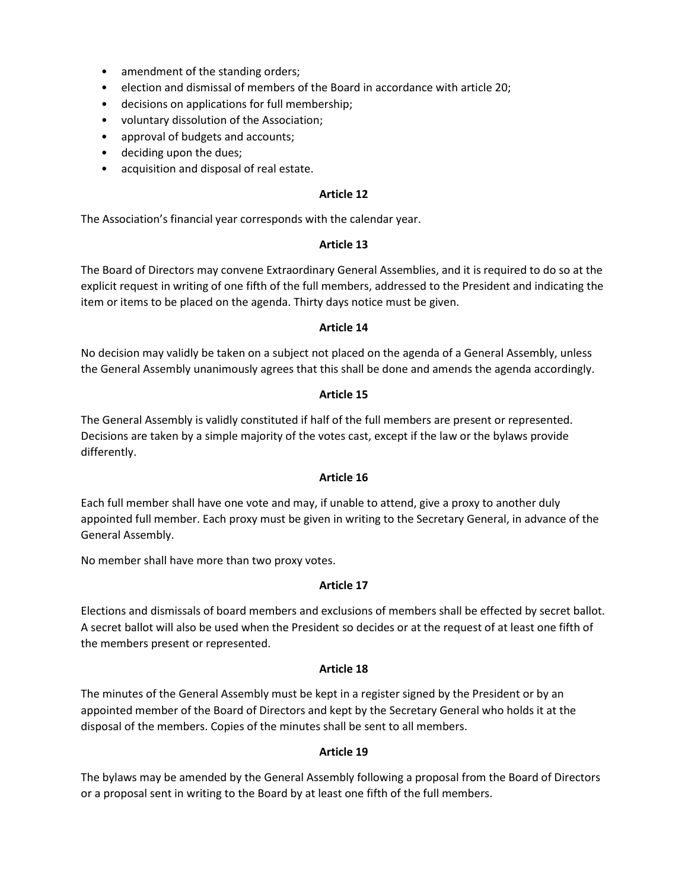- amendment of the standing orders;
- election and dismissal of members of the Board in accordance with article 20;
- decisions on applications for full membership;
- voluntary dissolution of the Association;
- approval of budgets and accounts;
- deciding upon the dues;
- acquisition and disposal of real estate.

**Article 12**

The Association's financial year corresponds with the calendar year.

**Article 13**

The Board of Directors may convene Extraordinary General Assemblies, and it is required to do so at the explicit request in writing of one fifth of the full members, addressed to the President and indicating the item or items to be placed on the agenda. Thirty days notice must be given.

**Article 14**

No decision may validly be taken on a subject not placed on the agenda of a General Assembly, unless the General Assembly unanimously agrees that this shall be done and amends the agenda accordingly.

**Article 15**

The General Assembly is validly constituted if half of the full members are present or represented. Decisions are taken by a simple majority of the votes cast, except if the law or the bylaws provide differently.

**Article 16**

Each full member shall have one vote and may, if unable to attend, give a proxy to another duly appointed full member. Each proxy must be given in writing to the Secretary General, in advance of the General Assembly.

No member shall have more than two proxy votes.

**Article 17**

Elections and dismissals of board members and exclusions of members shall be effected by secret ballot. A secret ballot will also be used when the President so decides or at the request of at least one fifth of the members present or represented.

**Article 18**

The minutes of the General Assembly must be kept in a register signed by the President or by an appointed member of the Board of Directors and kept by the Secretary General who holds it at the disposal of the members. Copies of the minutes shall be sent to all members.

**Article 19**

The bylaws may be amended by the General Assembly following a proposal from the Board of Directors or a proposal sent in writing to the Board by at least one fifth of the full members.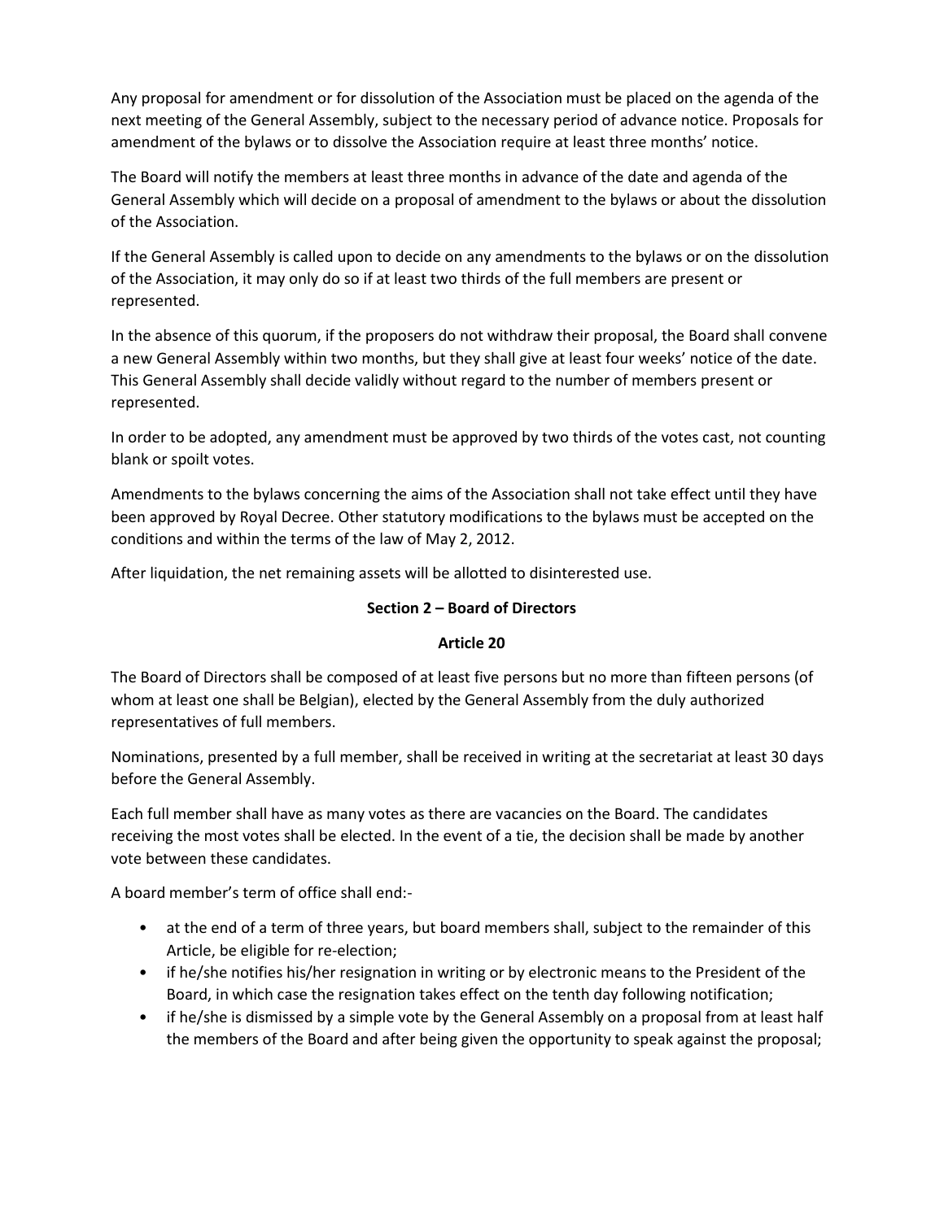Any proposal for amendment or for dissolution of the Association must be placed on the agenda of the next meeting of the General Assembly, subject to the necessary period of advance notice. Proposals for amendment of the bylaws or to dissolve the Association require at least three months' notice.

The Board will notify the members at least three months in advance of the date and agenda of the General Assembly which will decide on a proposal of amendment to the bylaws or about the dissolution of the Association.

If the General Assembly is called upon to decide on any amendments to the bylaws or on the dissolution of the Association, it may only do so if at least two thirds of the full members are present or represented.

In the absence of this quorum, if the proposers do not withdraw their proposal, the Board shall convene a new General Assembly within two months, but they shall give at least four weeks' notice of the date. This General Assembly shall decide validly without regard to the number of members present or represented.

In order to be adopted, any amendment must be approved by two thirds of the votes cast, not counting blank or spoilt votes.

Amendments to the bylaws concerning the aims of the Association shall not take effect until they have been approved by Royal Decree. Other statutory modifications to the bylaws must be accepted on the conditions and within the terms of the law of May 2, 2012.

After liquidation, the net remaining assets will be allotted to disinterested use.

## Section 2 – Board of Directors

### Article 20

The Board of Directors shall be composed of at least five persons but no more than fifteen persons (of whom at least one shall be Belgian), elected by the General Assembly from the duly authorized representatives of full members.

Nominations, presented by a full member, shall be received in writing at the secretariat at least 30 days before the General Assembly.

Each full member shall have as many votes as there are vacancies on the Board. The candidates receiving the most votes shall be elected. In the event of a tie, the decision shall be made by another vote between these candidates.

A board member's term of office shall end:-

- at the end of a term of three years, but board members shall, subject to the remainder of this Article, be eligible for re-election;
- if he/she notifies his/her resignation in writing or by electronic means to the President of the Board, in which case the resignation takes effect on the tenth day following notification;
- if he/she is dismissed by a simple vote by the General Assembly on a proposal from at least half the members of the Board and after being given the opportunity to speak against the proposal;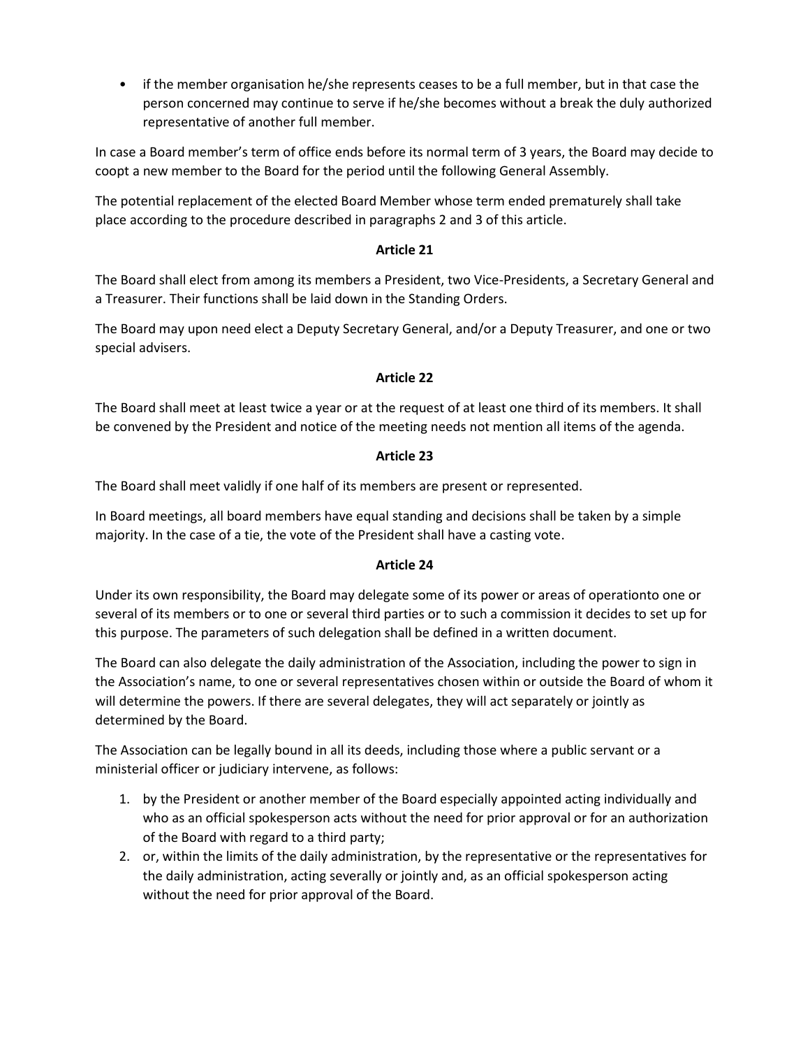- if the member organisation he/she represents ceases to be a full member, but in that case the person concerned may continue to serve if he/she becomes without a break the duly authorized representative of another full member.

In case a Board member's term of office ends before its normal term of 3 years, the Board may decide to coopt a new member to the Board for the period until the following General Assembly.

The potential replacement of the elected Board Member whose term ended prematurely shall take place according to the procedure described in paragraphs 2 and 3 of this article.

**Article 21**

The Board shall elect from among its members a President, two Vice-Presidents, a Secretary General and a Treasurer. Their functions shall be laid down in the Standing Orders.

The Board may upon need elect a Deputy Secretary General, and/or a Deputy Treasurer, and one or two special advisers.

**Article 22**

The Board shall meet at least twice a year or at the request of at least one third of its members. It shall be convened by the President and notice of the meeting needs not mention all items of the agenda.

**Article 23**

The Board shall meet validly if one half of its members are present or represented.

In Board meetings, all board members have equal standing and decisions shall be taken by a simple majority. In the case of a tie, the vote of the President shall have a casting vote.

**Article 24**

Under its own responsibility, the Board may delegate some of its power or areas of operationto one or several of its members or to one or several third parties or to such a commission it decides to set up for this purpose. The parameters of such delegation shall be defined in a written document.

The Board can also delegate the daily administration of the Association, including the power to sign in the Association's name, to one or several representatives chosen within or outside the Board of whom it will determine the powers. If there are several delegates, they will act separately or jointly as determined by the Board.

The Association can be legally bound in all its deeds, including those where a public servant or a ministerial officer or judiciary intervene, as follows:

1. by the President or another member of the Board especially appointed acting individually and who as an official spokesperson acts without the need for prior approval or for an authorization of the Board with regard to a third party;
2. or, within the limits of the daily administration, by the representative or the representatives for the daily administration, acting severally or jointly and, as an official spokesperson acting without the need for prior approval of the Board.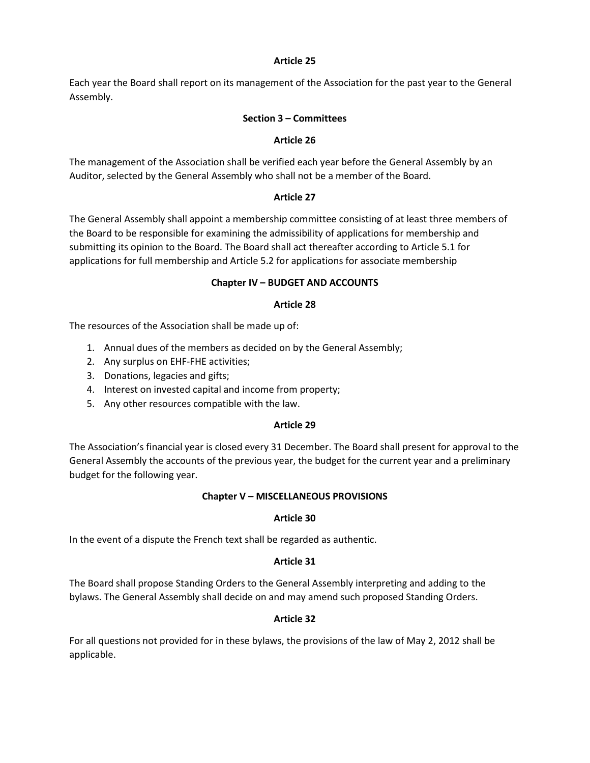**Article 25**

Each year the Board shall report on its management of the Association for the past year to the General Assembly.

**Section 3 – Committees**

**Article 26**

The management of the Association shall be verified each year before the General Assembly by an Auditor, selected by the General Assembly who shall not be a member of the Board.

**Article 27**

The General Assembly shall appoint a membership committee consisting of at least three members of the Board to be responsible for examining the admissibility of applications for membership and submitting its opinion to the Board. The Board shall act thereafter according to Article 5.1 for applications for full membership and Article 5.2 for applications for associate membership

**Chapter IV – BUDGET AND ACCOUNTS**

**Article 28**

The resources of the Association shall be made up of:

1. Annual dues of the members as decided on by the General Assembly;
2. Any surplus on EHF-FHE activities;
3. Donations, legacies and gifts;
4. Interest on invested capital and income from property;
5. Any other resources compatible with the law.

**Article 29**

The Association's financial year is closed every 31 December. The Board shall present for approval to the General Assembly the accounts of the previous year, the budget for the current year and a preliminary budget for the following year.

**Chapter V – MISCELLANEOUS PROVISIONS**

**Article 30**

In the event of a dispute the French text shall be regarded as authentic.

**Article 31**

The Board shall propose Standing Orders to the General Assembly interpreting and adding to the bylaws. The General Assembly shall decide on and may amend such proposed Standing Orders.

**Article 32**

For all questions not provided for in these bylaws, the provisions of the law of May 2, 2012 shall be applicable.